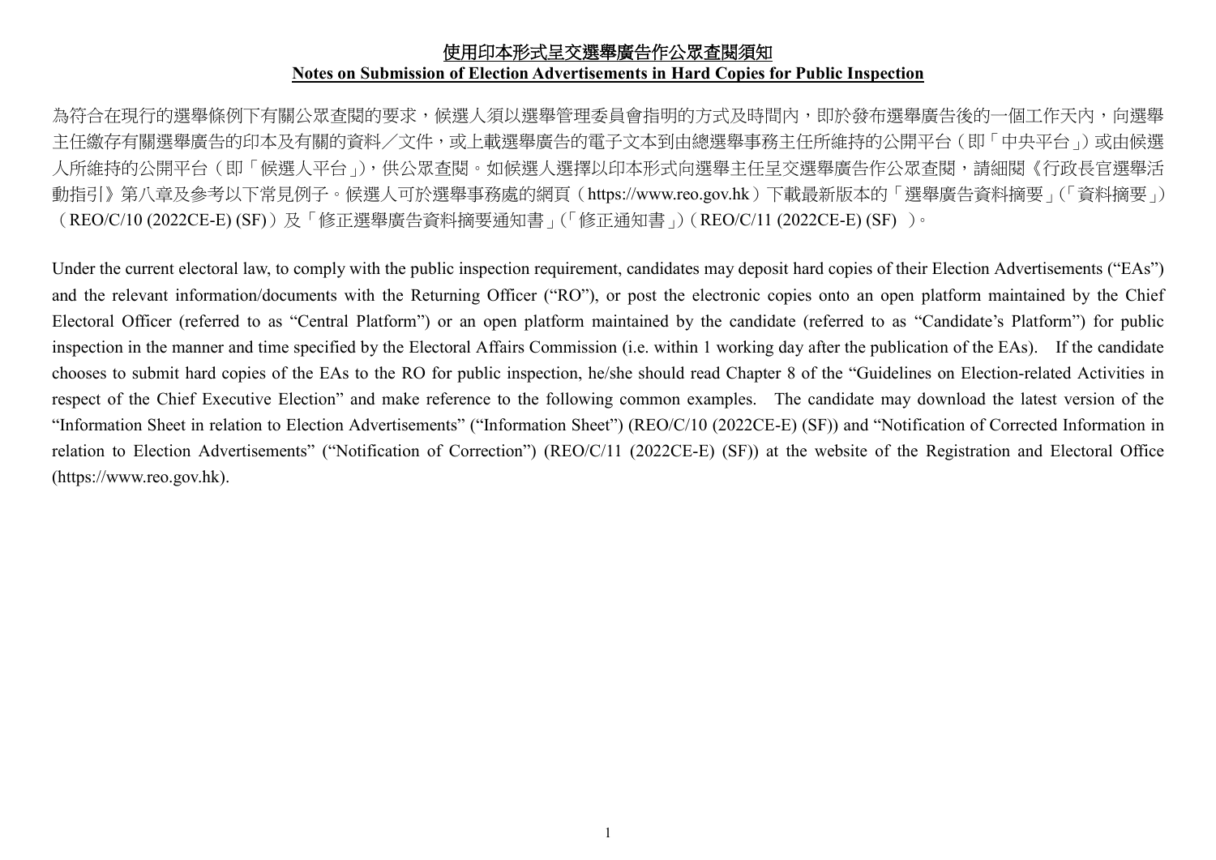# 使用印本形式呈交選舉廣告作公眾查閱須知
# Notes on Submission of Election Advertisements in Hard Copies for Public Inspection

為符合在現行的選舉條例下有關公眾查閱的要求，候選人須以選舉管理委員會指明的方式及時間內，即於發布選舉廣告後的一個工作天內，向選舉主任繳存有關選舉廣告的印本及有關的資料／文件，或上載選舉廣告的電子文本到由總選舉事務主任所維持的公開平台（即「中央平台」）或由候選人所維持的公開平台（即「候選人平台」），供公眾查閱。如候選人選擇以印本形式向選舉主任呈交選舉廣告作公眾查閱，請細閱《行政長官選舉活動指引》第八章及參考以下常見例子。候選人可於選舉事務處的網頁（https://www.reo.gov.hk）下載最新版本的「選舉廣告資料摘要」(「資料摘要」)（REO/C/10 (2022CE-E) (SF)）及「修正選舉廣告資料摘要通知書」(「修正通知書」)（REO/C/11 (2022CE-E) (SF) ）。

Under the current electoral law, to comply with the public inspection requirement, candidates may deposit hard copies of their Election Advertisements ("EAs") and the relevant information/documents with the Returning Officer ("RO"), or post the electronic copies onto an open platform maintained by the Chief Electoral Officer (referred to as "Central Platform") or an open platform maintained by the candidate (referred to as "Candidate's Platform") for public inspection in the manner and time specified by the Electoral Affairs Commission (i.e. within 1 working day after the publication of the EAs). If the candidate chooses to submit hard copies of the EAs to the RO for public inspection, he/she should read Chapter 8 of the "Guidelines on Election-related Activities in respect of the Chief Executive Election" and make reference to the following common examples. The candidate may download the latest version of the "Information Sheet in relation to Election Advertisements" ("Information Sheet") (REO/C/10 (2022CE-E) (SF)) and "Notification of Corrected Information in relation to Election Advertisements" ("Notification of Correction") (REO/C/11 (2022CE-E) (SF)) at the website of the Registration and Electoral Office (https://www.reo.gov.hk).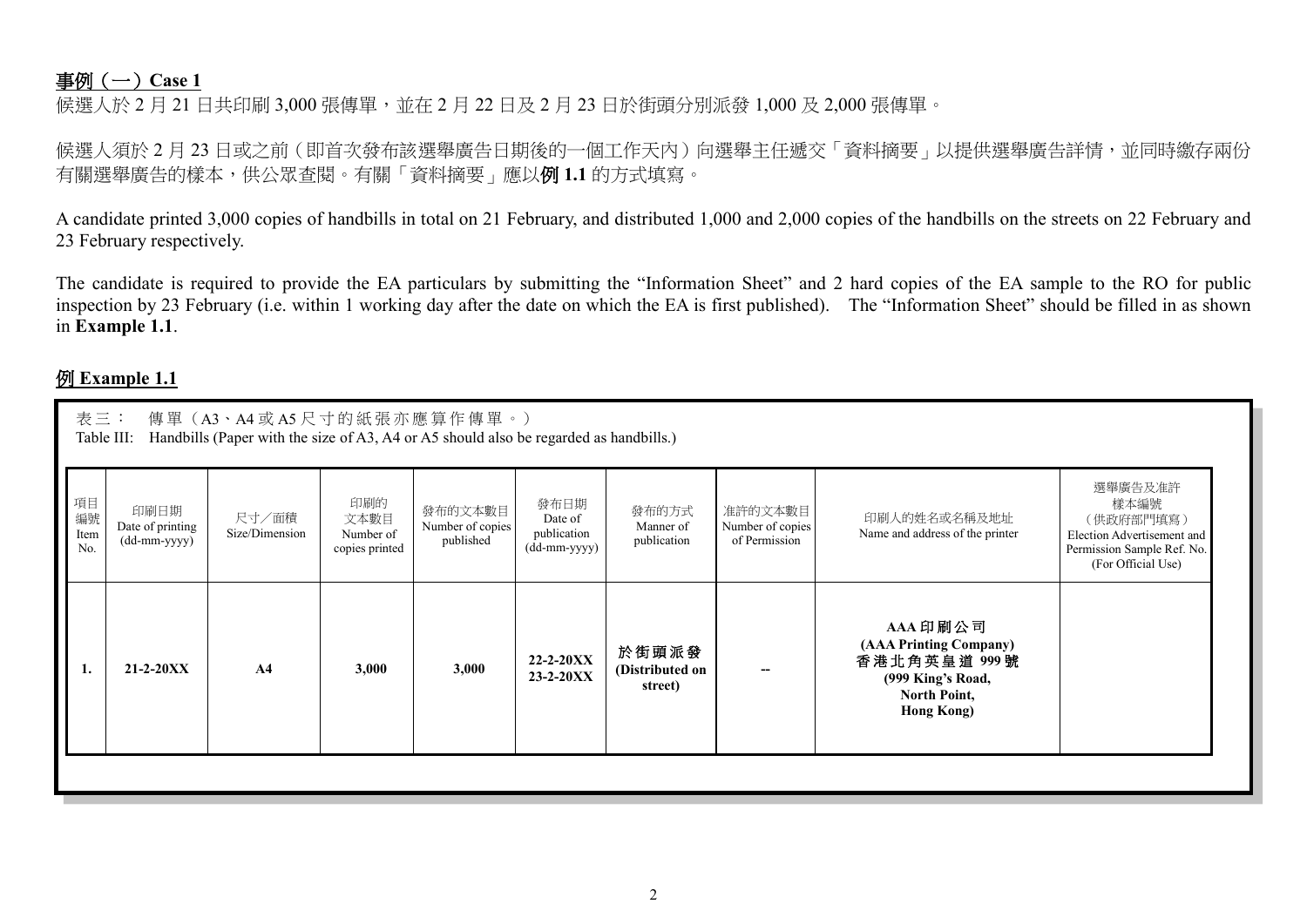**事例（一）Case 1**

候選人於 2 月 21 日共印刷 3,000 張傳單，並在 2 月 22 日及 2 月 23 日於街頭分別派發 1,000 及 2,000 張傳單。

候選人須於 2 月 23 日或之前（即首次發布該選舉廣告日期後的一個工作天內）向選舉主任遞交「資料摘要」以提供選舉廣告詳情，並同時繳存兩份有關選舉廣告的樣本，供公眾查閱。有關「資料摘要」應以**例 1.1** 的方式填寫。

A candidate printed 3,000 copies of handbills in total on 21 February, and distributed 1,000 and 2,000 copies of the handbills on the streets on 22 February and 23 February respectively.

The candidate is required to provide the EA particulars by submitting the "Information Sheet" and 2 hard copies of the EA sample to the RO for public inspection by 23 February (i.e. within 1 working day after the date on which the EA is first published). The "Information Sheet" should be filled in as shown in **Example 1.1**.

**例 Example 1.1**

表三： 傳單（A3、A4 或 A5 尺寸的紙張亦應算作傳單。）
Table III: Handbills (Paper with the size of A3, A4 or A5 should also be regarded as handbills.)

| 項目編號 Item No. | 印刷日期 Date of printing (dd-mm-yyyy) | 尺寸／面積 Size/Dimension | 印刷的文本數目 Number of copies printed | 發布的文本數目 Number of copies published | 發布日期 Date of publication (dd-mm-yyyy) | 發布的方式 Manner of publication | 准許的文本數目 Number of copies of Permission | 印刷人的姓名或名稱及地址 Name and address of the printer | 選舉廣告及准許樣本編號（供政府部門填寫） Election Advertisement and Permission Sample Ref. No. (For Official Use) |
|---|---|---|---|---|---|---|---|---|---|
| **1.** | **21-2-20XX** | **A4** | **3,000** | **3,000** | **22-2-20XX 23-2-20XX** | **於街頭派發 (Distributed on street)** | **--** | **AAA 印刷公司 (AAA Printing Company) 香港北角英皇道 999 號 (999 King's Road, North Point, Hong Kong)** | |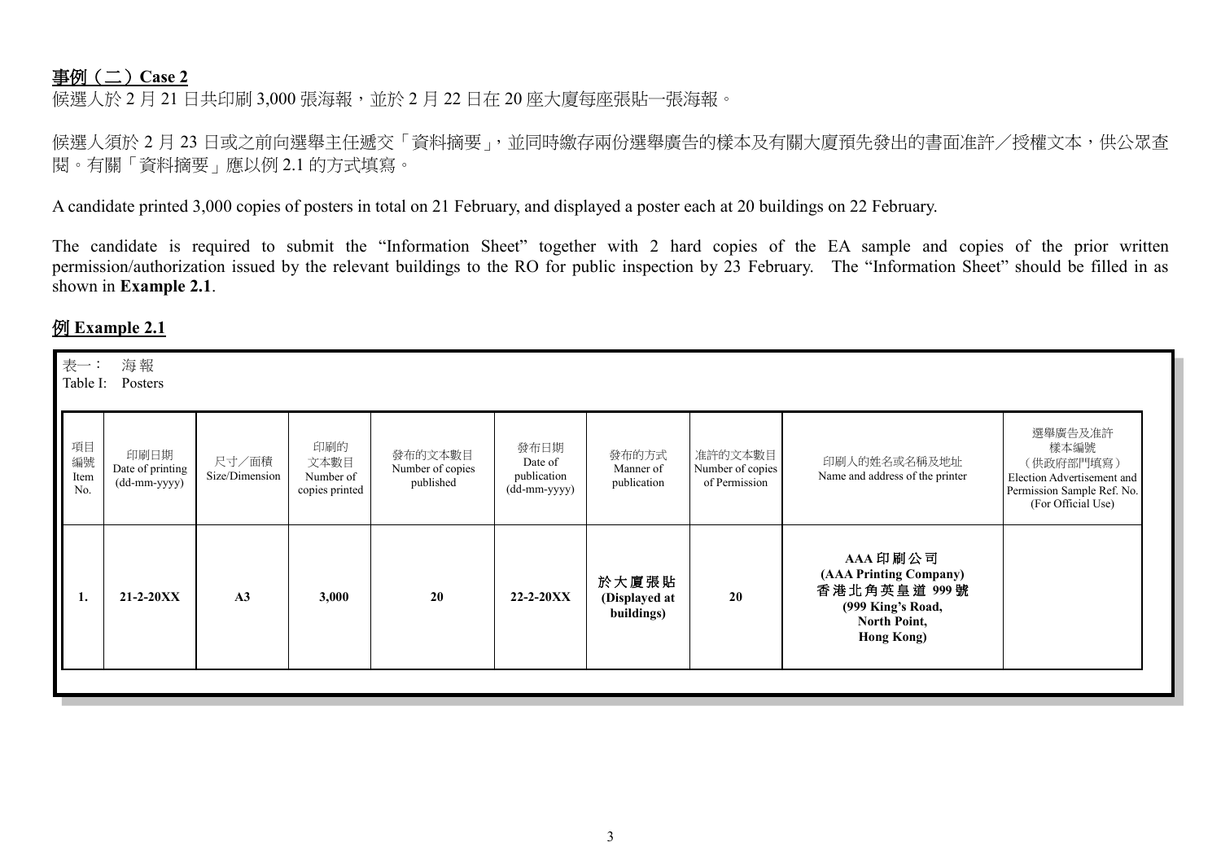## 事例（二）Case 2

候選人於 2 月 21 日共印刷 3,000 張海報，並於 2 月 22 日在 20 座大廈每座張貼一張海報。

候選人須於 2 月 23 日或之前向選舉主任遞交「資料摘要」，並同時繳存兩份選舉廣告的樣本及有關大廈預先發出的書面准許／授權文本，供公眾查閱。有關「資料摘要」應以例 2.1 的方式填寫。

A candidate printed 3,000 copies of posters in total on 21 February, and displayed a poster each at 20 buildings on 22 February.

The candidate is required to submit the "Information Sheet" together with 2 hard copies of the EA sample and copies of the prior written permission/authorization issued by the relevant buildings to the RO for public inspection by 23 February. The "Information Sheet" should be filled in as shown in **Example 2.1**.

### 例 Example 2.1

表一： 海報
Table I: Posters

| 項目編號 Item No. | 印刷日期 Date of printing (dd-mm-yyyy) | 尺寸／面積 Size/Dimension | 印刷的文本數目 Number of copies printed | 發布的文本數目 Number of copies published | 發布日期 Date of publication (dd-mm-yyyy) | 發布的方式 Manner of publication | 准許的文本數目 Number of copies of Permission | 印刷人的姓名或名稱及地址 Name and address of the printer | 選舉廣告及准許樣本編號（供政府部門填寫）Election Advertisement and Permission Sample Ref. No. (For Official Use) |
|---|---|---|---|---|---|---|---|---|---|
| **1.** | **21-2-20XX** | **A3** | **3,000** | **20** | **22-2-20XX** | **於大廈張貼 (Displayed at buildings)** | **20** | **AAA 印刷公司 (AAA Printing Company) 香港北角英皇道 999 號 (999 King's Road, North Point, Hong Kong)** | |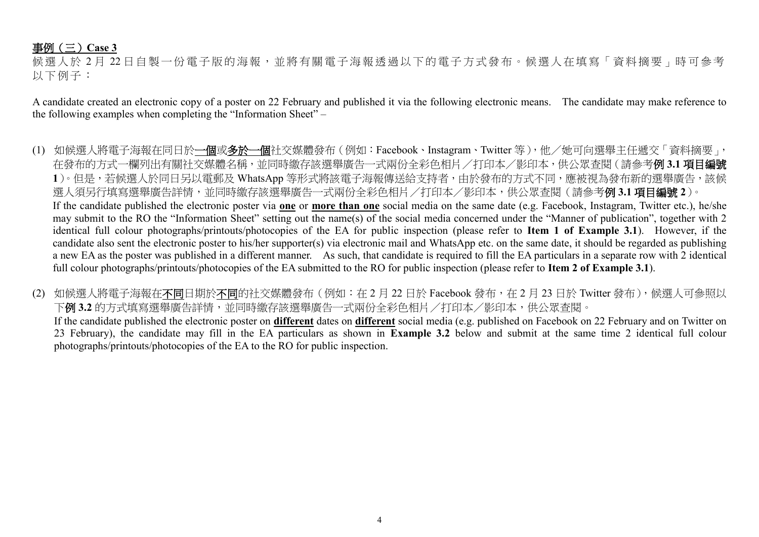**<u>事例（三）Case 3</u>**

候選人於 2 月 22 日自製一份電子版的海報，並將有關電子海報透過以下的電子方式發布。候選人在填寫「資料摘要」時可參考以下例子：

A candidate created an electronic copy of a poster on 22 February and published it via the following electronic means. The candidate may make reference to the following examples when completing the "Information Sheet" –

(1) 如候選人將電子海報在同日於**<u>一個</u>**或**<u>多於一個</u>**社交媒體發布（例如：Facebook、Instagram、Twitter 等），他／她可向選舉主任遞交「資料摘要」，在發布的方式一欄列出有關社交媒體名稱，並同時繳存該選舉廣告一式兩份全彩色相片／打印本／影印本，供公眾查閱（請參考**例 3.1 項目編號 1**）。但是，若候選人於同日另以電郵及 WhatsApp 等形式將該電子海報傳送給支持者，由於發布的方式不同，應被視為發布新的選舉廣告，該候選人須另行填寫選舉廣告詳情，並同時繳存該選舉廣告一式兩份全彩色相片／打印本／影印本，供公眾查閱（請參考**例 3.1 項目編號 2**）。
If the candidate published the electronic poster via **<u>one</u>** or **<u>more than one</u>** social media on the same date (e.g. Facebook, Instagram, Twitter etc.), he/she may submit to the RO the "Information Sheet" setting out the name(s) of the social media concerned under the "Manner of publication", together with 2 identical full colour photographs/printouts/photocopies of the EA for public inspection (please refer to **Item 1 of Example 3.1**). However, if the candidate also sent the electronic poster to his/her supporter(s) via electronic mail and WhatsApp etc. on the same date, it should be regarded as publishing a new EA as the poster was published in a different manner. As such, that candidate is required to fill the EA particulars in a separate row with 2 identical full colour photographs/printouts/photocopies of the EA submitted to the RO for public inspection (please refer to **Item 2 of Example 3.1**).

(2) 如候選人將電子海報在<u>不同</u>日期於<u>不同</u>的社交媒體發布（例如：在 2 月 22 日於 Facebook 發布，在 2 月 23 日於 Twitter 發布），候選人可參照以下**例 3.2** 的方式填寫選舉廣告詳情，並同時繳存該選舉廣告一式兩份全彩色相片／打印本／影印本，供公眾查閱。
If the candidate published the electronic poster on **<u>different</u>** dates on **<u>different</u>** social media (e.g. published on Facebook on 22 February and on Twitter on 23 February), the candidate may fill in the EA particulars as shown in **Example 3.2** below and submit at the same time 2 identical full colour photographs/printouts/photocopies of the EA to the RO for public inspection.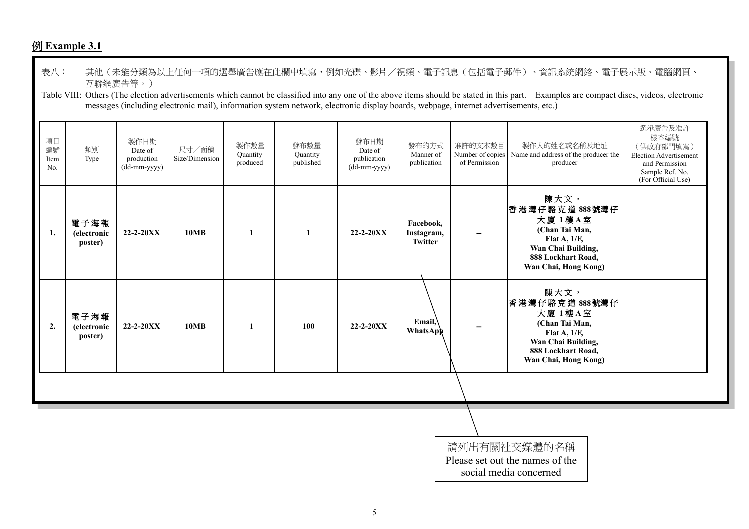## 例 Example 3.1

表八： 其他（未能分類為以上任何一項的選舉廣告應在此欄中填寫，例如光碟、影片／視頻、電子訊息（包括電子郵件）、資訊系統網絡、電子展示版、電腦網頁、互聯網廣告等。）

Table VIII: Others (The election advertisements which cannot be classified into any one of the above items should be stated in this part. Examples are compact discs, videos, electronic messages (including electronic mail), information system network, electronic display boards, webpage, internet advertisements, etc.)

| 項目編號 Item No. | 類別 Type | 製作日期 Date of production (dd-mm-yyyy) | 尺寸／面積 Size/Dimension | 製作數量 Quantity produced | 發布數量 Quantity published | 發布日期 Date of publication (dd-mm-yyyy) | 發布的方式 Manner of publication | 准許的文本數目 Number of copies of Permission | 製作人的姓名或名稱及地址 Name and address of the producer the producer | 選舉廣告及准許樣本編號（供政府部門填寫） Election Advertisement and Permission Sample Ref. No. (For Official Use) |
|---|---|---|---|---|---|---|---|---|---|---|
| **1.** | **電子海報 (electronic poster)** | **22-2-20XX** | **10MB** | **1** | **1** | **22-2-20XX** | **Facebook, Instagram, Twitter** | **--** | **陳大文，香港灣仔駱克道888號灣仔大廈1樓A室 (Chan Tai Man, Flat A, 1/F, Wan Chai Building, 888 Lockhart Road, Wan Chai, Hong Kong)** | |
| **2.** | **電子海報 (electronic poster)** | **22-2-20XX** | **10MB** | **1** | **100** | **22-2-20XX** | **Email, WhatsApp** | **--** | **陳大文，香港灣仔駱克道888號灣仔大廈1樓A室 (Chan Tai Man, Flat A, 1/F, Wan Chai Building, 888 Lockhart Road, Wan Chai, Hong Kong)** | |

請列出有關社交媒體的名稱
Please set out the names of the social media concerned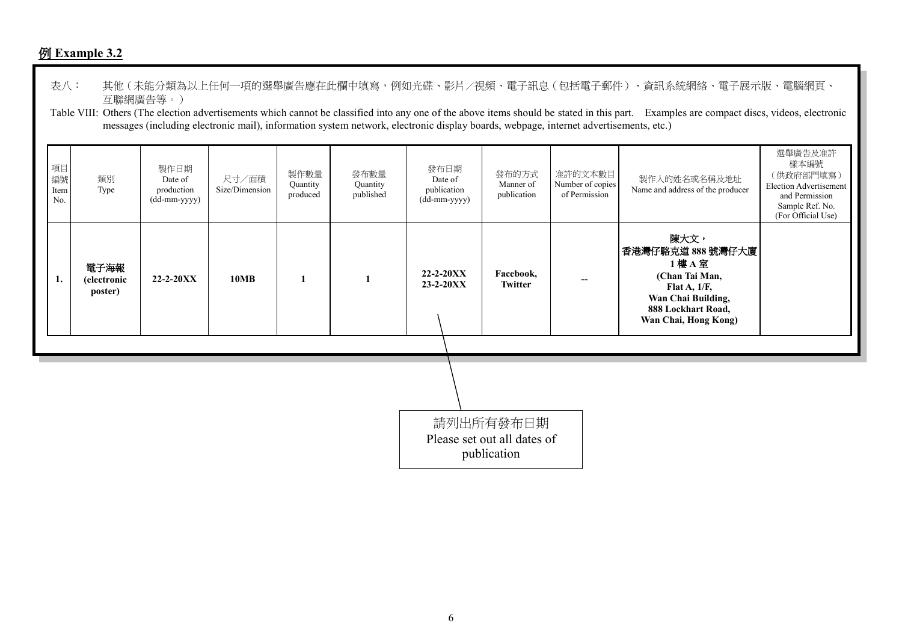## 例 Example 3.2

表八： 其他（未能分類為以上任何一項的選舉廣告應在此欄中填寫，例如光碟、影片／視頻、電子訊息（包括電子郵件）、資訊系統網絡、電子展示版、電腦網頁、互聯網廣告等。）

Table VIII: Others (The election advertisements which cannot be classified into any one of the above items should be stated in this part. Examples are compact discs, videos, electronic messages (including electronic mail), information system network, electronic display boards, webpage, internet advertisements, etc.)

| 項目編號 Item No. | 類別 Type | 製作日期 Date of production (dd-mm-yyyy) | 尺寸／面積 Size/Dimension | 製作數量 Quantity produced | 發布數量 Quantity published | 發布日期 Date of publication (dd-mm-yyyy) | 發布的方式 Manner of publication | 准許的文本數目 Number of copies of Permission | 製作人的姓名或名稱及地址 Name and address of the producer | 選舉廣告及准許樣本編號（供政府部門填寫） Election Advertisement and Permission Sample Ref. No. (For Official Use) |
|---|---|---|---|---|---|---|---|---|---|---|
| **1.** | **電子海報 (electronic poster)** | **22-2-20XX** | **10MB** | **1** | **1** | **22-2-20XX 23-2-20XX** | **Facebook, Twitter** | **--** | **陳大文，香港灣仔駱克道 888 號灣仔大廈 1 樓 A 室 (Chan Tai Man, Flat A, 1/F, Wan Chai Building, 888 Lockhart Road, Wan Chai, Hong Kong)** | |

請列出所有發布日期
Please set out all dates of publication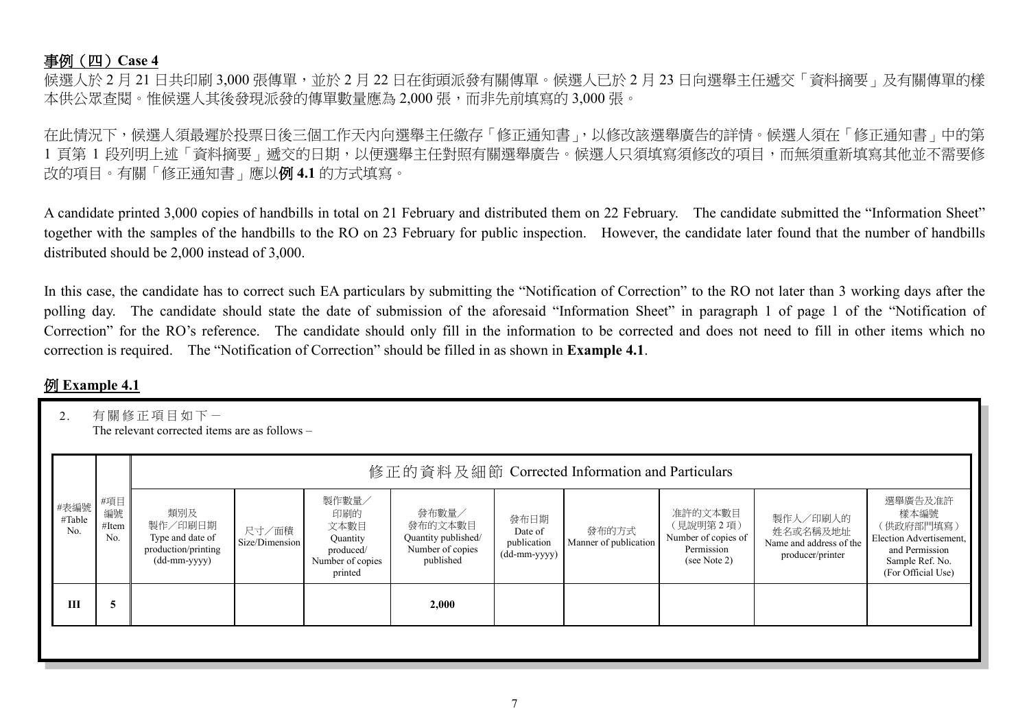## 事例（四）Case 4

候選人於 2 月 21 日共印刷 3,000 張傳單，並於 2 月 22 日在街頭派發有關傳單。候選人已於 2 月 23 日向選舉主任遞交「資料摘要」及有關傳單的樣本供公眾查閱。惟候選人其後發現派發的傳單數量應為 2,000 張，而非先前填寫的 3,000 張。

在此情況下，候選人須最遲於投票日後三個工作天內向選舉主任繳存「修正通知書」，以修改該選舉廣告的詳情。候選人須在「修正通知書」中的第 1 頁第 1 段列明上述「資料摘要」遞交的日期，以便選舉主任對照有關選舉廣告。候選人只須填寫須修改的項目，而無須重新填寫其他並不需要修改的項目。有關「修正通知書」應以**例 4.1** 的方式填寫。

A candidate printed 3,000 copies of handbills in total on 21 February and distributed them on 22 February. The candidate submitted the "Information Sheet" together with the samples of the handbills to the RO on 23 February for public inspection. However, the candidate later found that the number of handbills distributed should be 2,000 instead of 3,000.

In this case, the candidate has to correct such EA particulars by submitting the "Notification of Correction" to the RO not later than 3 working days after the polling day. The candidate should state the date of submission of the aforesaid "Information Sheet" in paragraph 1 of page 1 of the "Notification of Correction" for the RO's reference. The candidate should only fill in the information to be corrected and does not need to fill in other items which no correction is required. The "Notification of Correction" should be filled in as shown in **Example 4.1**.

## 例 Example 4.1

2. 有關修正項目如下－
The relevant corrected items are as follows –

| #表編號 #Table No. | #項目編號 #Item No. | 修正的資料及細節 Corrected Information and Particulars | | | | | | | | |
|---|---|---|---|---|---|---|---|---|---|---|
| | | 類別及製作／印刷日期 Type and date of production/printing (dd-mm-yyyy) | 尺寸／面積 Size/Dimension | 製作數量／印刷的文本數目 Quantity produced/ Number of copies printed | 發布數量／發布的文本數目 Quantity published/ Number of copies published | 發布日期 Date of publication (dd-mm-yyyy) | 發布的方式 Manner of publication | 准許的文本數目（見說明第 2 項）Number of copies of Permission (see Note 2) | 製作人／印刷人的姓名或名稱及地址 Name and address of the producer/printer | 選舉廣告及准許樣本編號（供政府部門填寫）Election Advertisement, and Permission Sample Ref. No. (For Official Use) |
| **III** | **5** | | | | **2,000** | | | | | |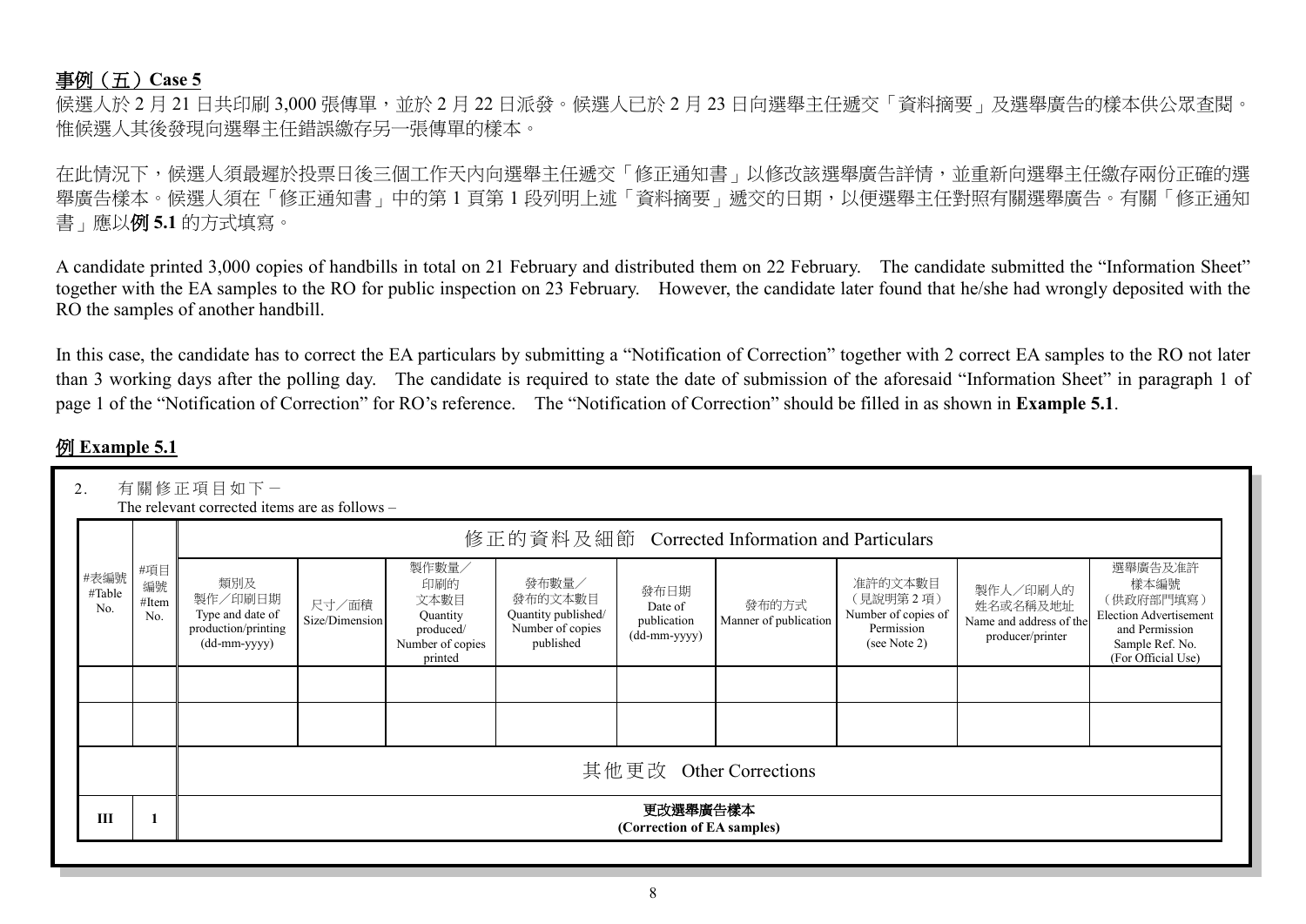## 事例（五）Case 5

候選人於 2 月 21 日共印刷 3,000 張傳單，並於 2 月 22 日派發。候選人已於 2 月 23 日向選舉主任遞交「資料摘要」及選舉廣告的樣本供公眾查閱。惟候選人其後發現向選舉主任錯誤繳存另一張傳單的樣本。

在此情況下，候選人須最遲於投票日後三個工作天內向選舉主任遞交「修正通知書」以修改該選舉廣告詳情，並重新向選舉主任繳存兩份正確的選舉廣告樣本。候選人須在「修正通知書」中的第 1 頁第 1 段列明上述「資料摘要」遞交的日期，以便選舉主任對照有關選舉廣告。有關「修正通知書」應以**例 5.1** 的方式填寫。

A candidate printed 3,000 copies of handbills in total on 21 February and distributed them on 22 February. The candidate submitted the "Information Sheet" together with the EA samples to the RO for public inspection on 23 February. However, the candidate later found that he/she had wrongly deposited with the RO the samples of another handbill.

In this case, the candidate has to correct the EA particulars by submitting a "Notification of Correction" together with 2 correct EA samples to the RO not later than 3 working days after the polling day. The candidate is required to state the date of submission of the aforesaid "Information Sheet" in paragraph 1 of page 1 of the "Notification of Correction" for RO's reference. The "Notification of Correction" should be filled in as shown in **Example 5.1**.

## 例 Example 5.1

2. 有關修正項目如下－
The relevant corrected items are as follows –

| #表編號 #Table No. | #項目編號 #Item No. | 修正的資料及細節 Corrected Information and Particulars | | | | | | | | |
|---|---|---|---|---|---|---|---|---|---|---|
| | | 類別及製作／印刷日期 Type and date of production/printing (dd-mm-yyyy) | 尺寸／面積 Size/Dimension | 製作數量／印刷的文本數目 Quantity produced/ Number of copies printed | 發布數量／發布的文本數目 Quantity published/ Number of copies published | 發布日期 Date of publication (dd-mm-yyyy) | 發布的方式 Manner of publication | 准許的文本數目（見說明第 2 項） Number of copies of Permission (see Note 2) | 製作人／印刷人的姓名或名稱及地址 Name and address of the producer/printer | 選舉廣告及准許樣本編號（供政府部門填寫） Election Advertisement and Permission Sample Ref. No. (For Official Use) |
| | | | | | | | | | | |
| | | | | | | | | | | |
| | | 其他更改 Other Corrections | | | | | | | | |
| **III** | **1** | **更改選舉廣告樣本 (Correction of EA samples)** | | | | | | | | |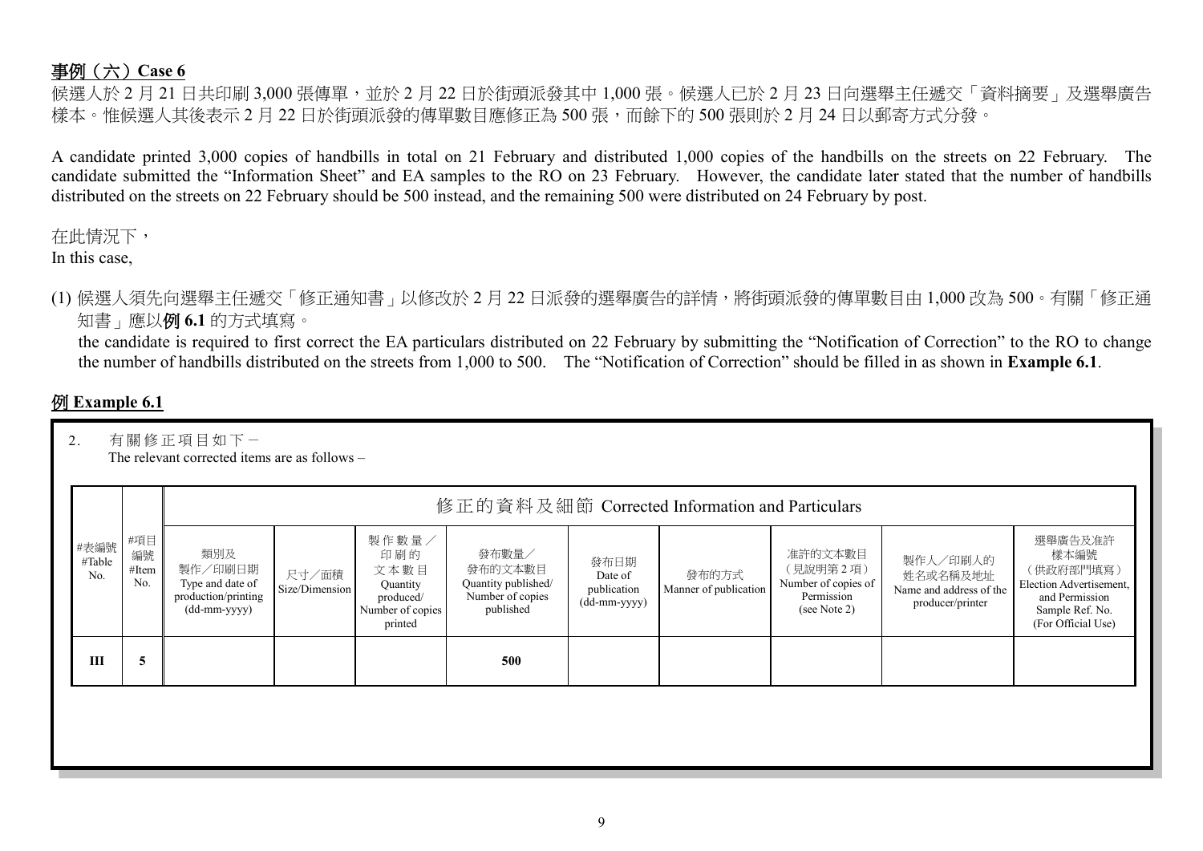## 事例（六）Case 6

候選人於 2 月 21 日共印刷 3,000 張傳單，並於 2 月 22 日於街頭派發其中 1,000 張。候選人已於 2 月 23 日向選舉主任遞交「資料摘要」及選舉廣告樣本。惟候選人其後表示 2 月 22 日於街頭派發的傳單數目應修正為 500 張，而餘下的 500 張則於 2 月 24 日以郵寄方式分發。

A candidate printed 3,000 copies of handbills in total on 21 February and distributed 1,000 copies of the handbills on the streets on 22 February. The candidate submitted the "Information Sheet" and EA samples to the RO on 23 February. However, the candidate later stated that the number of handbills distributed on the streets on 22 February should be 500 instead, and the remaining 500 were distributed on 24 February by post.

在此情況下，
In this case,

(1) 候選人須先向選舉主任遞交「修正通知書」以修改於 2 月 22 日派發的選舉廣告的詳情，將街頭派發的傳單數目由 1,000 改為 500。有關「修正通知書」應以**例 6.1** 的方式填寫。
the candidate is required to first correct the EA particulars distributed on 22 February by submitting the "Notification of Correction" to the RO to change the number of handbills distributed on the streets from 1,000 to 500. The "Notification of Correction" should be filled in as shown in **Example 6.1**.

## 例 Example 6.1

2. 有關修正項目如下－
The relevant corrected items are as follows –

| | | 修正的資料及細節 Corrected Information and Particulars | | | | | | | | |
|---|---|---|---|---|---|---|---|---|---|---|
| #表編號 #Table No. | #項目編號 #Item No. | 類別及製作／印刷日期 Type and date of production/printing (dd-mm-yyyy) | 尺寸／面積 Size/Dimension | 製作數量／印刷的文本數目 Quantity produced/ Number of copies printed | 發布數量／發布的文本數目 Quantity published/ Number of copies published | 發布日期 Date of publication (dd-mm-yyyy) | 發布的方式 Manner of publication | 准許的文本數目（見說明第 2 項）Number of copies of Permission (see Note 2) | 製作人／印刷人的姓名或名稱及地址 Name and address of the producer/printer | 選舉廣告及准許樣本編號（供政府部門填寫）Election Advertisement, and Permission Sample Ref. No. (For Official Use) |
| **III** | **5** | | | | **500** | | | | | |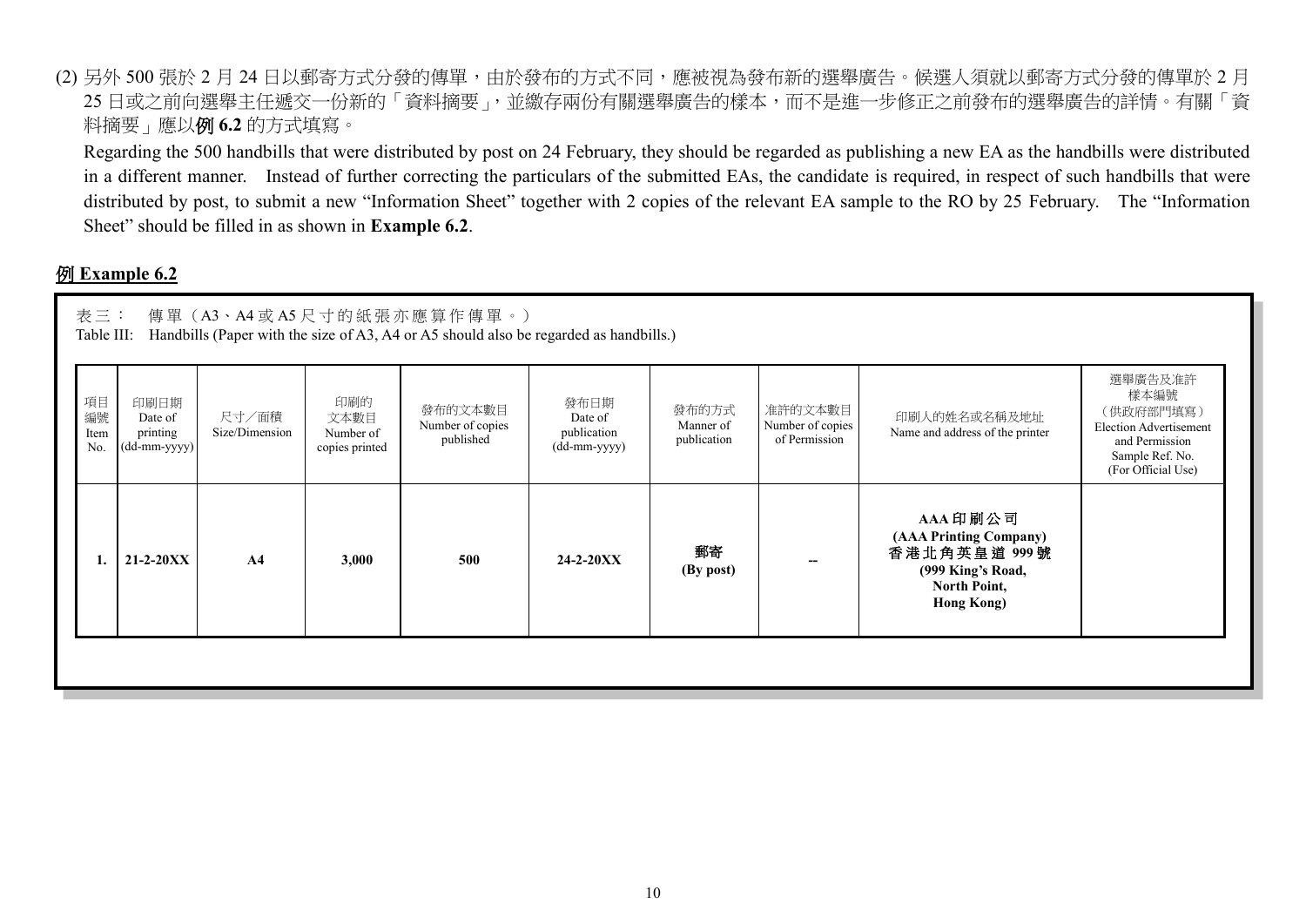(2) 另外 500 張於 2 月 24 日以郵寄方式分發的傳單，由於發布的方式不同，應被視為發布新的選舉廣告。候選人須就以郵寄方式分發的傳單於 2 月 25 日或之前向選舉主任遞交一份新的「資料摘要」，並繳存兩份有關選舉廣告的樣本，而不是進一步修正之前發布的選舉廣告的詳情。有關「資料摘要」應以**例 6.2** 的方式填寫。

Regarding the 500 handbills that were distributed by post on 24 February, they should be regarded as publishing a new EA as the handbills were distributed in a different manner. Instead of further correcting the particulars of the submitted EAs, the candidate is required, in respect of such handbills that were distributed by post, to submit a new "Information Sheet" together with 2 copies of the relevant EA sample to the RO by 25 February. The "Information Sheet" should be filled in as shown in **Example 6.2**.

## 例 Example 6.2

表三： 傳單（A3、A4 或 A5 尺寸的紙張亦應算作傳單。）
Table III: Handbills (Paper with the size of A3, A4 or A5 should also be regarded as handbills.)

| 項目編號 Item No. | 印刷日期 Date of printing (dd-mm-yyyy) | 尺寸／面積 Size/Dimension | 印刷的文本數目 Number of copies printed | 發布的文本數目 Number of copies published | 發布日期 Date of publication (dd-mm-yyyy) | 發布的方式 Manner of publication | 准許的文本數目 Number of copies of Permission | 印刷人的姓名或名稱及地址 Name and address of the printer | 選舉廣告及准許樣本編號（供政府部門填寫）Election Advertisement and Permission Sample Ref. No. (For Official Use) |
|---|---|---|---|---|---|---|---|---|---|
| **1.** | **21-2-20XX** | **A4** | **3,000** | **500** | **24-2-20XX** | **郵寄 (By post)** | **--** | **AAA 印刷公司 (AAA Printing Company) 香港北角英皇道 999 號 (999 King's Road, North Point, Hong Kong)** | |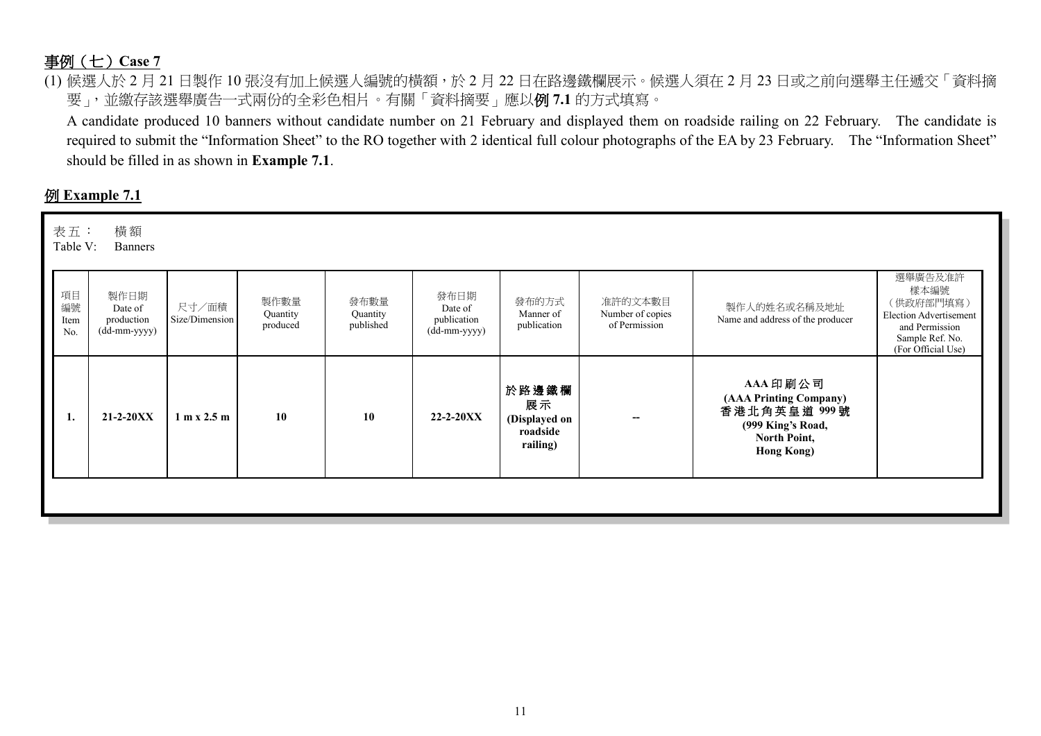## 事例（七）Case 7

(1) 候選人於 2 月 21 日製作 10 張沒有加上候選人編號的橫額，於 2 月 22 日在路邊鐵欄展示。候選人須在 2 月 23 日或之前向選舉主任遞交「資料摘要」，並繳存該選舉廣告一式兩份的全彩色相片。有關「資料摘要」應以**例 7.1** 的方式填寫。

A candidate produced 10 banners without candidate number on 21 February and displayed them on roadside railing on 22 February. The candidate is required to submit the "Information Sheet" to the RO together with 2 identical full colour photographs of the EA by 23 February. The "Information Sheet" should be filled in as shown in **Example 7.1**.

### 例 Example 7.1

表五： 橫額
Table V: Banners

| 項目編號 Item No. | 製作日期 Date of production (dd-mm-yyyy) | 尺寸／面積 Size/Dimension | 製作數量 Quantity produced | 發布數量 Quantity published | 發布日期 Date of publication (dd-mm-yyyy) | 發布的方式 Manner of publication | 准許的文本數目 Number of copies of Permission | 製作人的姓名或名稱及地址 Name and address of the producer | 選舉廣告及准許樣本編號（供政府部門填寫）Election Advertisement and Permission Sample Ref. No. (For Official Use) |
|---|---|---|---|---|---|---|---|---|---|
| **1.** | **21-2-20XX** | **1 m x 2.5 m** | **10** | **10** | **22-2-20XX** | **於路邊鐵欄展示 (Displayed on roadside railing)** | **--** | **AAA 印刷公司 (AAA Printing Company) 香港北角英皇道 999 號 (999 King's Road, North Point, Hong Kong)** | |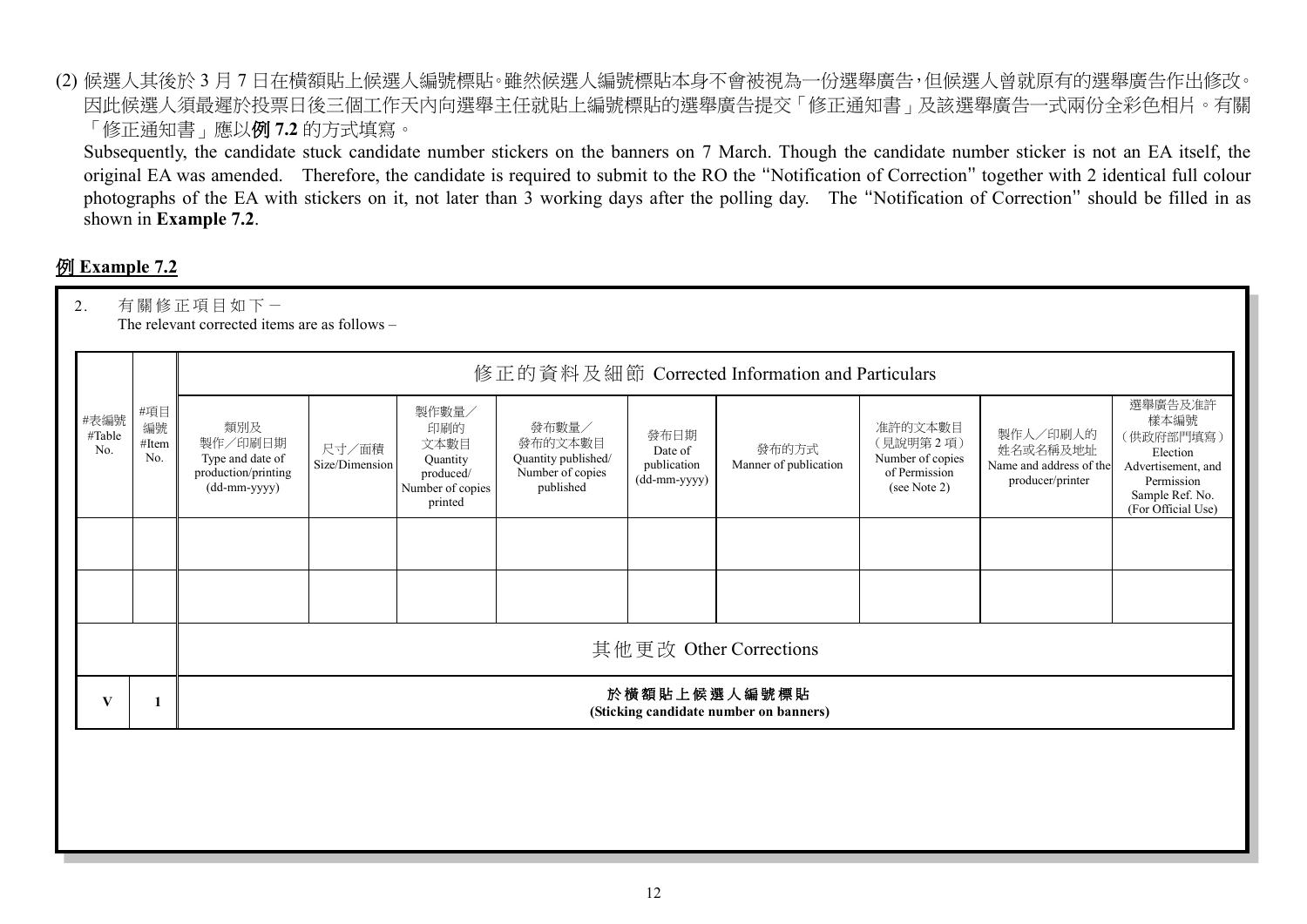(2) 候選人其後於 3 月 7 日在橫額貼上候選人編號標貼。雖然候選人編號標貼本身不會被視為一份選舉廣告，但候選人曾就原有的選舉廣告作出修改。因此候選人須最遲於投票日後三個工作天內向選舉主任就貼上編號標貼的選舉廣告提交「修正通知書」及該選舉廣告一式兩份全彩色相片。有關「修正通知書」應以**例 7.2** 的方式填寫。

Subsequently, the candidate stuck candidate number stickers on the banners on 7 March. Though the candidate number sticker is not an EA itself, the original EA was amended. Therefore, the candidate is required to submit to the RO the "Notification of Correction" together with 2 identical full colour photographs of the EA with stickers on it, not later than 3 working days after the polling day. The "Notification of Correction" should be filled in as shown in **Example 7.2**.

## 例 Example 7.2

2. 有關修正項目如下－
The relevant corrected items are as follows –

| #表編號 #Table No. | #項目編號 #Item No. | 修正的資料及細節 Corrected Information and Particulars | | | | | | | | |
|---|---|---|---|---|---|---|---|---|---|---|
| | | 類別及製作／印刷日期 Type and date of production/printing (dd-mm-yyyy) | 尺寸／面積 Size/Dimension | 製作數量／印刷的文本數目 Quantity produced/ Number of copies printed | 發布數量／發布的文本數目 Quantity published/ Number of copies published | 發布日期 Date of publication (dd-mm-yyyy) | 發布的方式 Manner of publication | 准許的文本數目（見說明第 2 項）Number of copies of Permission (see Note 2) | 製作人／印刷人的姓名或名稱及地址 Name and address of the producer/printer | 選舉廣告及准許樣本編號（供政府部門填寫）Election Advertisement, and Permission Sample Ref. No. (For Official Use) |
| | | | | | | | | | | |
| | | | | | | | | | | |
| | | 其他更改 Other Corrections | | | | | | | | |
| **V** | **1** | **於橫額貼上候選人編號標貼 (Sticking candidate number on banners)** | | | | | | | | |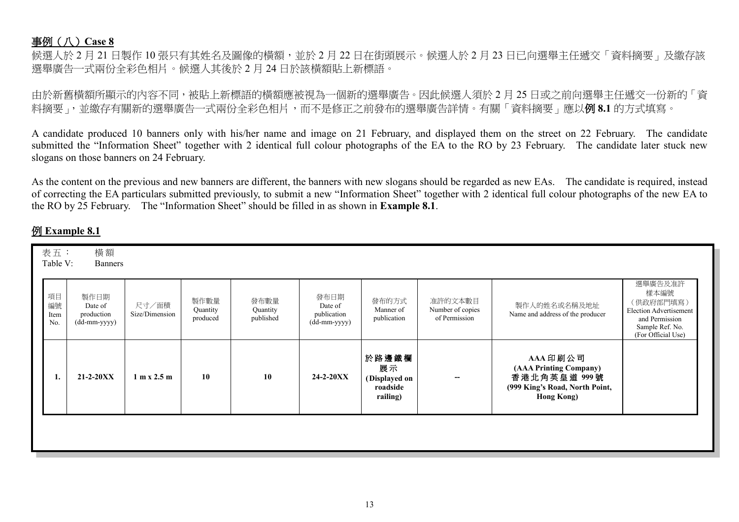**事例（八）Case 8**

候選人於 2 月 21 日製作 10 張只有其姓名及圖像的橫額，並於 2 月 22 日在街頭展示。候選人於 2 月 23 日已向選舉主任遞交「資料摘要」及繳存該選舉廣告一式兩份全彩色相片。候選人其後於 2 月 24 日於該橫額貼上新標語。

由於新舊橫額所顯示的內容不同，被貼上新標語的橫額應被視為一個新的選舉廣告。因此候選人須於 2 月 25 日或之前向選舉主任遞交一份新的「資料摘要」，並繳存有關新的選舉廣告一式兩份全彩色相片，而不是修正之前發布的選舉廣告詳情。有關「資料摘要」應以**例 8.1** 的方式填寫。

A candidate produced 10 banners only with his/her name and image on 21 February, and displayed them on the street on 22 February. The candidate submitted the "Information Sheet" together with 2 identical full colour photographs of the EA to the RO by 23 February. The candidate later stuck new slogans on those banners on 24 February.

As the content on the previous and new banners are different, the banners with new slogans should be regarded as new EAs. The candidate is required, instead of correcting the EA particulars submitted previously, to submit a new "Information Sheet" together with 2 identical full colour photographs of the new EA to the RO by 25 February. The "Information Sheet" should be filled in as shown in **Example 8.1**.

**例 Example 8.1**

表五： 橫額
Table V: Banners

| 項目編號 Item No. | 製作日期 Date of production (dd-mm-yyyy) | 尺寸／面積 Size/Dimension | 製作數量 Quantity produced | 發布數量 Quantity published | 發布日期 Date of publication (dd-mm-yyyy) | 發布的方式 Manner of publication | 准許的文本數目 Number of copies of Permission | 製作人的姓名或名稱及地址 Name and address of the producer | 選舉廣告及准許樣本編號（供政府部門填寫）Election Advertisement and Permission Sample Ref. No. (For Official Use) |
|---|---|---|---|---|---|---|---|---|---|
| **1.** | **21-2-20XX** | **1 m x 2.5 m** | **10** | **10** | **24-2-20XX** | **於路邊鐵欄展示 (Displayed on roadside railing)** | **--** | **AAA 印刷公司 (AAA Printing Company) 香港北角英皇道 999 號 (999 King's Road, North Point, Hong Kong)** | |